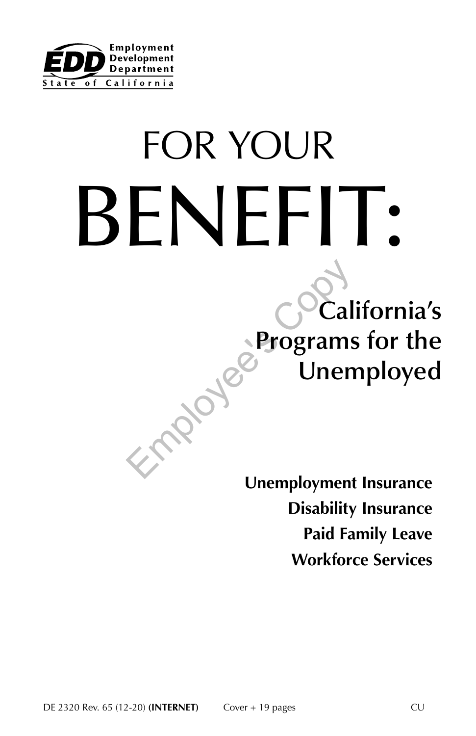Employment Development Department
State of California

# FOR YOUR BENEFIT:

## California's Programs for the Unemployed

Employee's Copy

**Unemployment Insurance**
**Disability Insurance**
**Paid Family Leave**
**Workforce Services**

DE 2320 Rev. 65 (12-20) **(INTERNET)** Cover + 19 pages CU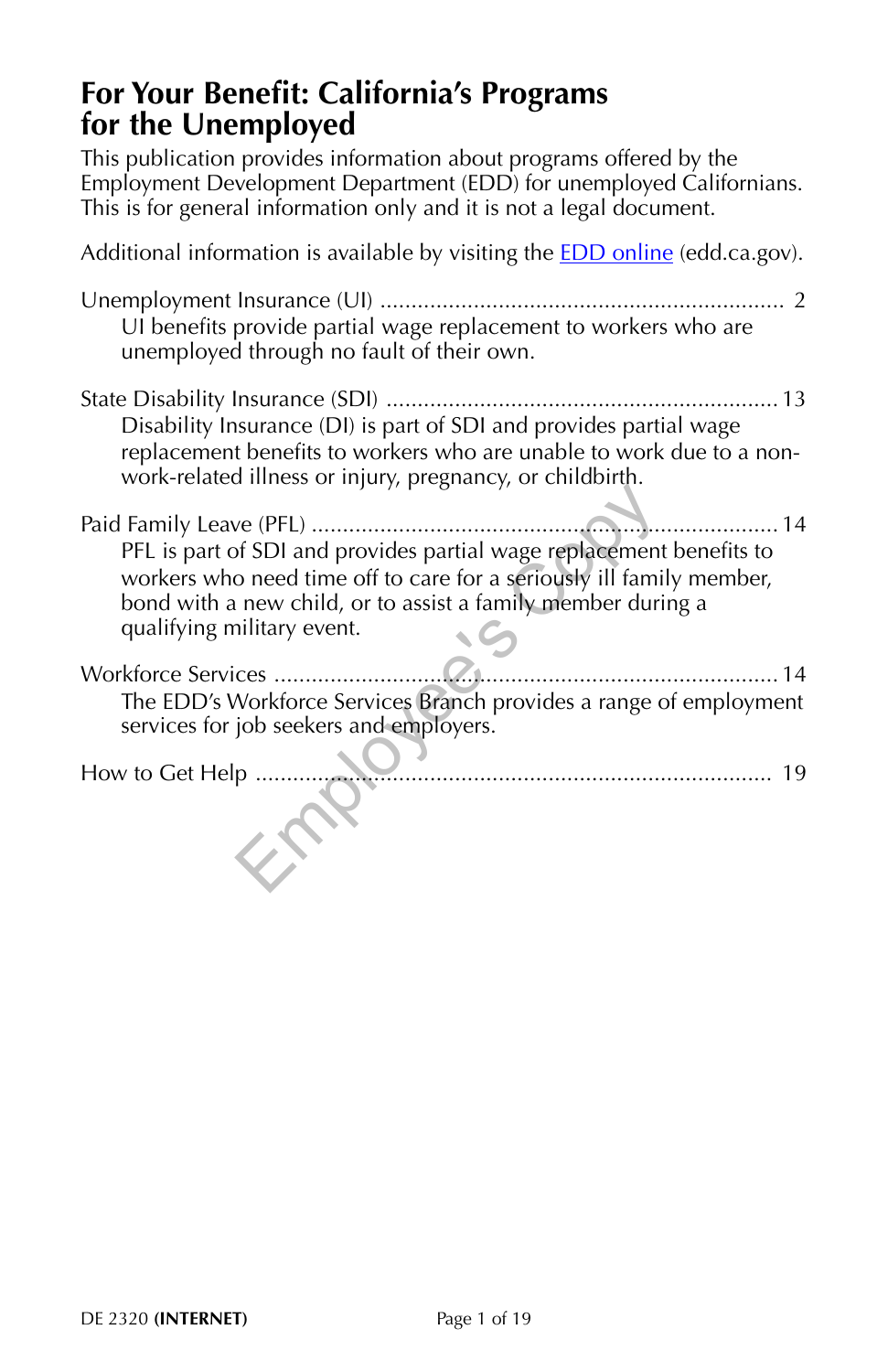# For Your Benefit: California's Programs for the Unemployed

This publication provides information about programs offered by the Employment Development Department (EDD) for unemployed Californians. This is for general information only and it is not a legal document.

Additional information is available by visiting the [EDD online](edd.ca.gov) (edd.ca.gov).

Unemployment Insurance (UI) ................................................................ 2
UI benefits provide partial wage replacement to workers who are unemployed through no fault of their own.

State Disability Insurance (SDI) ............................................................ 13
Disability Insurance (DI) is part of SDI and provides partial wage replacement benefits to workers who are unable to work due to a non-work-related illness or injury, pregnancy, or childbirth.

Paid Family Leave (PFL) ........................................................................ 14
PFL is part of SDI and provides partial wage replacement benefits to workers who need time off to care for a seriously ill family member, bond with a new child, or to assist a family member during a qualifying military event.

Workforce Services ................................................................................ 14
The EDD's Workforce Services Branch provides a range of employment services for job seekers and employers.

How to Get Help ..................................................................................... 19

DE 2320 **(INTERNET)**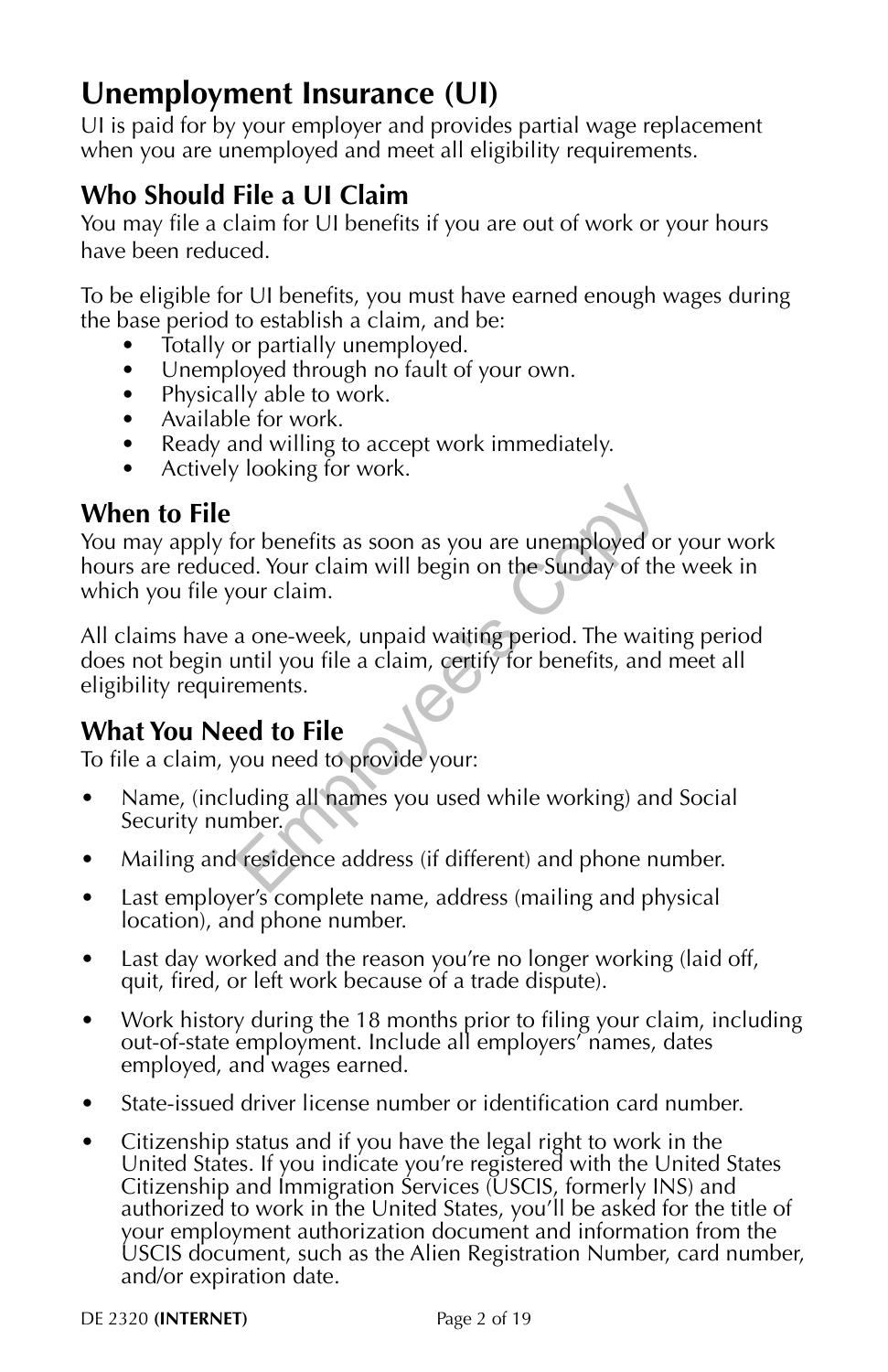# Unemployment Insurance (UI)

UI is paid for by your employer and provides partial wage replacement when you are unemployed and meet all eligibility requirements.

## Who Should File a UI Claim

You may file a claim for UI benefits if you are out of work or your hours have been reduced.

To be eligible for UI benefits, you must have earned enough wages during the base period to establish a claim, and be:

- Totally or partially unemployed.
- Unemployed through no fault of your own.
- Physically able to work.
- Available for work.
- Ready and willing to accept work immediately.
- Actively looking for work.

## When to File

You may apply for benefits as soon as you are unemployed or your work hours are reduced. Your claim will begin on the Sunday of the week in which you file your claim.

All claims have a one-week, unpaid waiting period. The waiting period does not begin until you file a claim, certify for benefits, and meet all eligibility requirements.

## What You Need to File

To file a claim, you need to provide your:

- Name, (including all names you used while working) and Social Security number.
- Mailing and residence address (if different) and phone number.
- Last employer's complete name, address (mailing and physical location), and phone number.
- Last day worked and the reason you're no longer working (laid off, quit, fired, or left work because of a trade dispute).
- Work history during the 18 months prior to filing your claim, including out-of-state employment. Include all employers' names, dates employed, and wages earned.
- State-issued driver license number or identification card number.
- Citizenship status and if you have the legal right to work in the United States. If you indicate you're registered with the United States Citizenship and Immigration Services (USCIS, formerly INS) and authorized to work in the United States, you'll be asked for the title of your employment authorization document and information from the USCIS document, such as the Alien Registration Number, card number, and/or expiration date.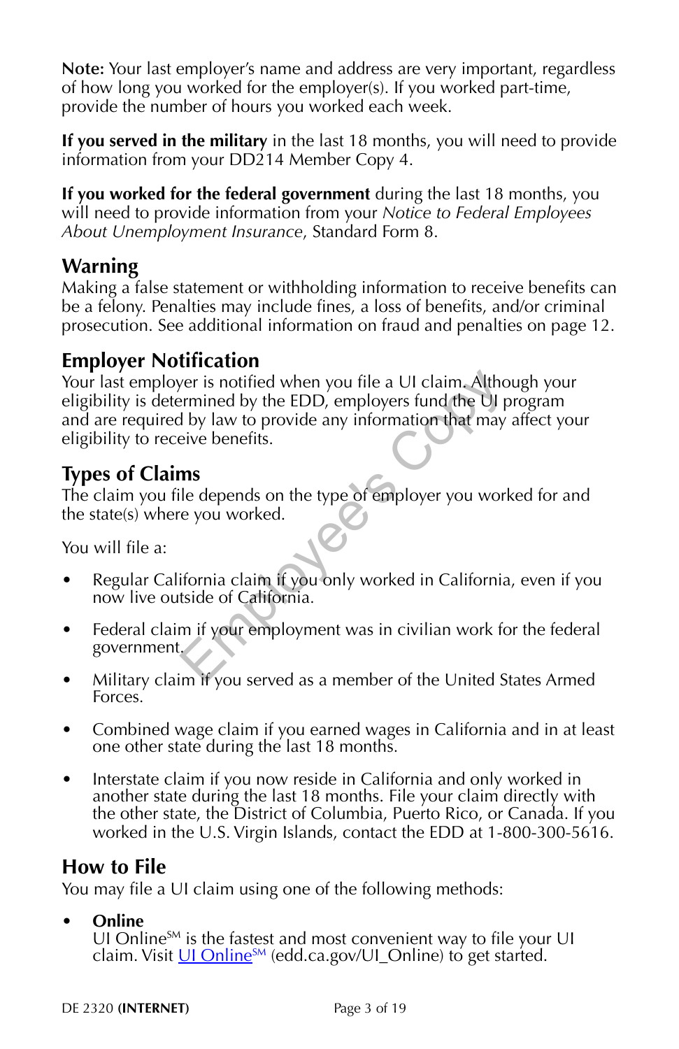**Note:** Your last employer's name and address are very important, regardless of how long you worked for the employer(s). If you worked part-time, provide the number of hours you worked each week.

**If you served in the military** in the last 18 months, you will need to provide information from your DD214 Member Copy 4.

**If you worked for the federal government** during the last 18 months, you will need to provide information from your *Notice to Federal Employees About Unemployment Insurance*, Standard Form 8.

## Warning

Making a false statement or withholding information to receive benefits can be a felony. Penalties may include fines, a loss of benefits, and/or criminal prosecution. See additional information on fraud and penalties on page 12.

## Employer Notification

Your last employer is notified when you file a UI claim. Although your eligibility is determined by the EDD, employers fund the UI program and are required by law to provide any information that may affect your eligibility to receive benefits.

## Types of Claims

The claim you file depends on the type of employer you worked for and the state(s) where you worked.

You will file a:

- Regular California claim if you only worked in California, even if you now live outside of California.
- Federal claim if your employment was in civilian work for the federal government.
- Military claim if you served as a member of the United States Armed Forces.
- Combined wage claim if you earned wages in California and in at least one other state during the last 18 months.
- Interstate claim if you now reside in California and only worked in another state during the last 18 months. File your claim directly with the other state, the District of Columbia, Puerto Rico, or Canada. If you worked in the U.S. Virgin Islands, contact the EDD at 1-800-300-5616.

## How to File

You may file a UI claim using one of the following methods:

- **Online**
  UI Online[SM] is the fastest and most convenient way to file your UI claim. Visit UI Online[SM] (edd.ca.gov/UI_Online) to get started.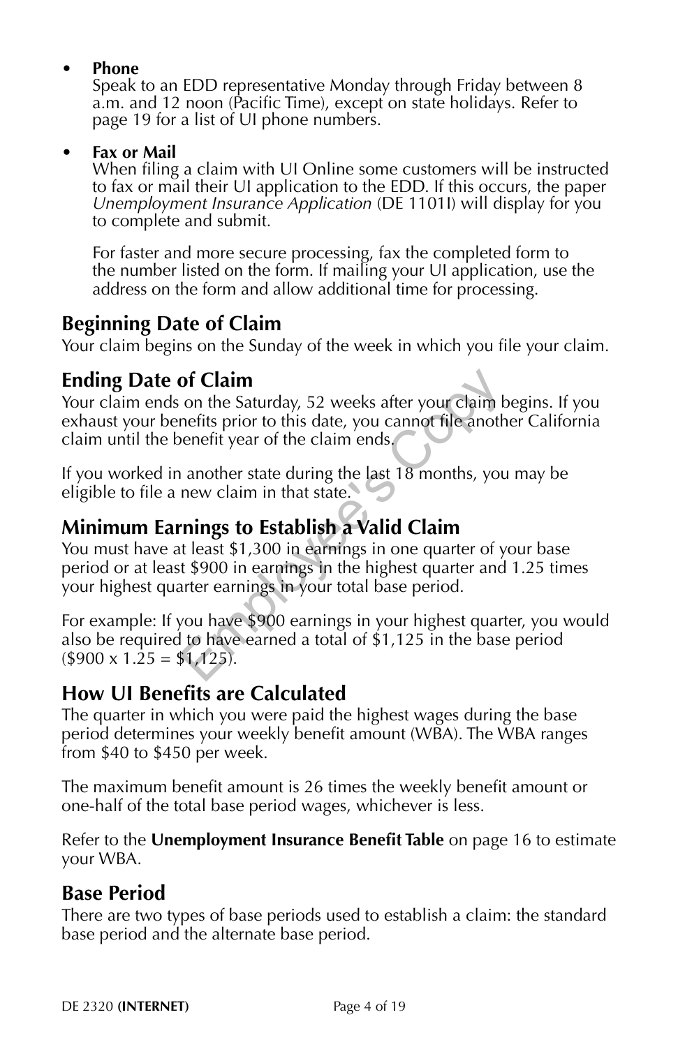- **Phone**
  Speak to an EDD representative Monday through Friday between 8 a.m. and 12 noon (Pacific Time), except on state holidays. Refer to page 19 for a list of UI phone numbers.

- **Fax or Mail**
  When filing a claim with UI Online some customers will be instructed to fax or mail their UI application to the EDD. If this occurs, the paper *Unemployment Insurance Application* (DE 1101I) will display for you to complete and submit.

  For faster and more secure processing, fax the completed form to the number listed on the form. If mailing your UI application, use the address on the form and allow additional time for processing.

## Beginning Date of Claim

Your claim begins on the Sunday of the week in which you file your claim.

## Ending Date of Claim

Your claim ends on the Saturday, 52 weeks after your claim begins. If you exhaust your benefits prior to this date, you cannot file another California claim until the benefit year of the claim ends.

If you worked in another state during the last 18 months, you may be eligible to file a new claim in that state.

## Minimum Earnings to Establish a Valid Claim

You must have at least $1,300 in earnings in one quarter of your base period or at least $900 in earnings in the highest quarter and 1.25 times your highest quarter earnings in your total base period.

For example: If you have $900 earnings in your highest quarter, you would also be required to have earned a total of $1,125 in the base period ($900 x 1.25 = $1,125).

## How UI Benefits are Calculated

The quarter in which you were paid the highest wages during the base period determines your weekly benefit amount (WBA). The WBA ranges from $40 to $450 per week.

The maximum benefit amount is 26 times the weekly benefit amount or one-half of the total base period wages, whichever is less.

Refer to the **Unemployment Insurance Benefit Table** on page 16 to estimate your WBA.

## Base Period

There are two types of base periods used to establish a claim: the standard base period and the alternate base period.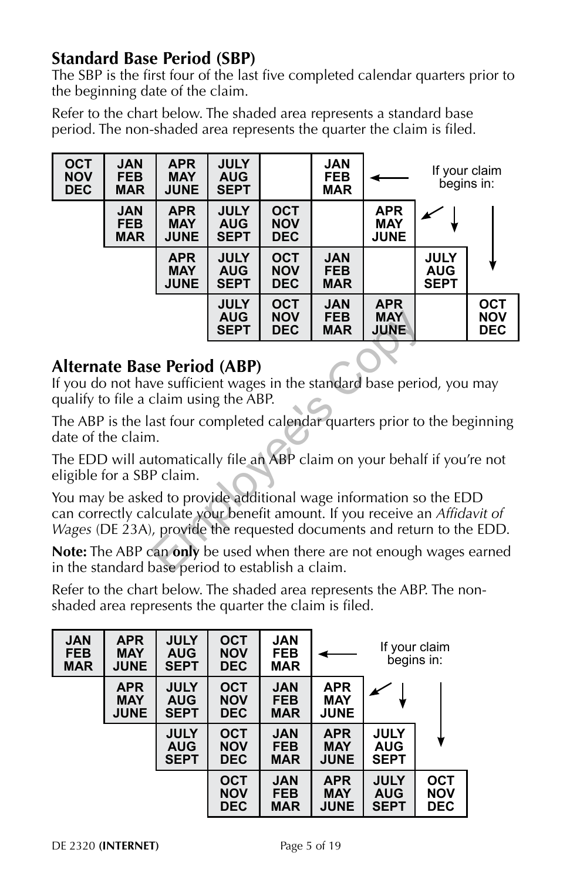## Standard Base Period (SBP)

The SBP is the first four of the last five completed calendar quarters prior to the beginning date of the claim.

Refer to the chart below. The shaded area represents a standard base period. The non-shaded area represents the quarter the claim is filed.

| | | | | | | | | If your claim begins in: |
|---|---|---|---|---|---|---|---|---|
| OCT NOV DEC | JAN FEB MAR | APR MAY JUNE | JULY AUG SEPT | | JAN FEB MAR | | | |
| | JAN FEB MAR | APR MAY JUNE | JULY AUG SEPT | OCT NOV DEC | | APR MAY JUNE | | |
| | | APR MAY JUNE | JULY AUG SEPT | OCT NOV DEC | JAN FEB MAR | | JULY AUG SEPT | |
| | | | JULY AUG SEPT | OCT NOV DEC | JAN FEB MAR | APR MAY JUNE | | OCT NOV DEC |

## Alternate Base Period (ABP)

If you do not have sufficient wages in the standard base period, you may qualify to file a claim using the ABP.

The ABP is the last four completed calendar quarters prior to the beginning date of the claim.

The EDD will automatically file an ABP claim on your behalf if you're not eligible for a SBP claim.

You may be asked to provide additional wage information so the EDD can correctly calculate your benefit amount. If you receive an *Affidavit of Wages* (DE 23A), provide the requested documents and return to the EDD.

**Note:** The ABP can **only** be used when there are not enough wages earned in the standard base period to establish a claim.

Refer to the chart below. The shaded area represents the ABP. The non-shaded area represents the quarter the claim is filed.

| | | | | | | | If your claim begins in: |
|---|---|---|---|---|---|---|---|
| JAN FEB MAR | APR MAY JUNE | JULY AUG SEPT | OCT NOV DEC | JAN FEB MAR | | | |
| | APR MAY JUNE | JULY AUG SEPT | OCT NOV DEC | JAN FEB MAR | APR MAY JUNE | | |
| | | JULY AUG SEPT | OCT NOV DEC | JAN FEB MAR | APR MAY JUNE | JULY AUG SEPT | |
| | | | OCT NOV DEC | JAN FEB MAR | APR MAY JUNE | JULY AUG SEPT | OCT NOV DEC |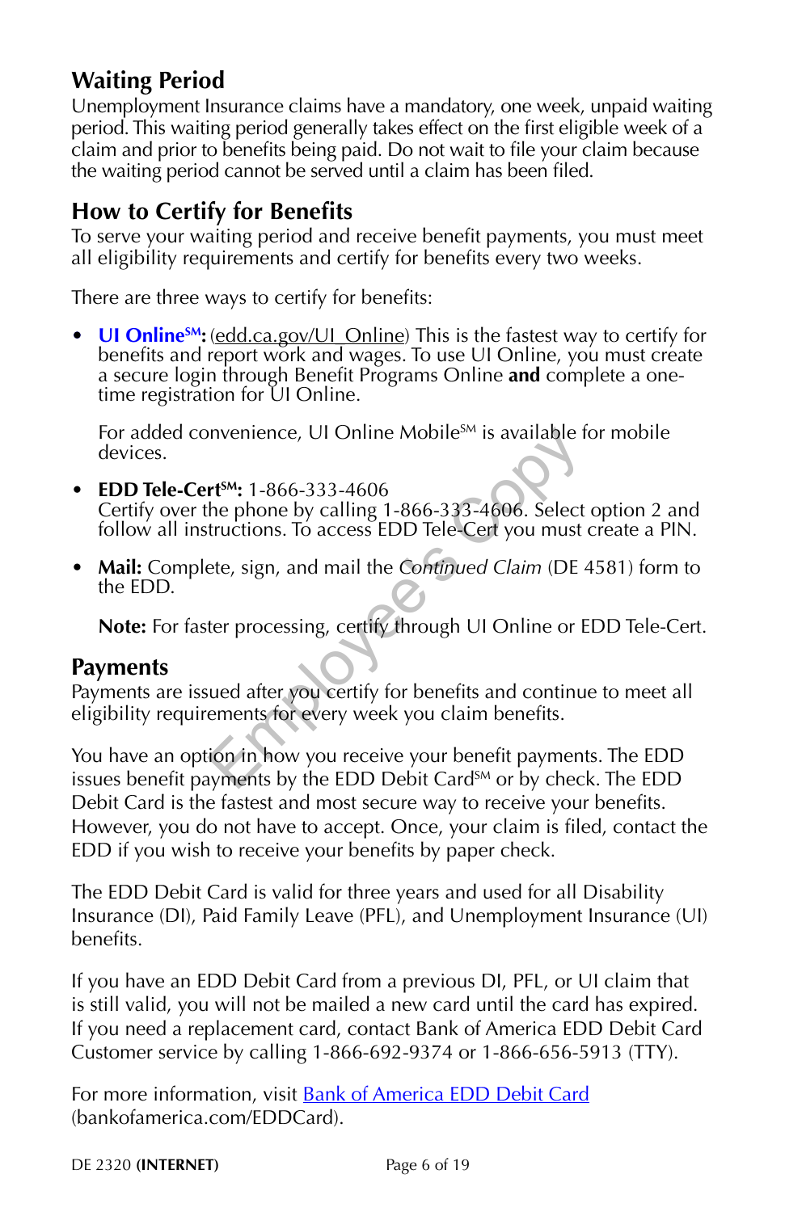## Waiting Period

Unemployment Insurance claims have a mandatory, one week, unpaid waiting period. This waiting period generally takes effect on the first eligible week of a claim and prior to benefits being paid. Do not wait to file your claim because the waiting period cannot be served until a claim has been filed.

## How to Certify for Benefits

To serve your waiting period and receive benefit payments, you must meet all eligibility requirements and certify for benefits every two weeks.

There are three ways to certify for benefits:

- **UI Online℠:** (edd.ca.gov/UI_Online) This is the fastest way to certify for benefits and report work and wages. To use UI Online, you must create a secure login through Benefit Programs Online **and** complete a one-time registration for UI Online.

  For added convenience, UI Online Mobile℠ is available for mobile devices.

- **EDD Tele-Cert℠:** 1-866-333-4606
  Certify over the phone by calling 1-866-333-4606. Select option 2 and follow all instructions. To access EDD Tele-Cert you must create a PIN.

- **Mail:** Complete, sign, and mail the *Continued Claim* (DE 4581) form to the EDD.

  **Note:** For faster processing, certify through UI Online or EDD Tele-Cert.

## Payments

Payments are issued after you certify for benefits and continue to meet all eligibility requirements for every week you claim benefits.

You have an option in how you receive your benefit payments. The EDD issues benefit payments by the EDD Debit Card℠ or by check. The EDD Debit Card is the fastest and most secure way to receive your benefits. However, you do not have to accept. Once, your claim is filed, contact the EDD if you wish to receive your benefits by paper check.

The EDD Debit Card is valid for three years and used for all Disability Insurance (DI), Paid Family Leave (PFL), and Unemployment Insurance (UI) benefits.

If you have an EDD Debit Card from a previous DI, PFL, or UI claim that is still valid, you will not be mailed a new card until the card has expired. If you need a replacement card, contact Bank of America EDD Debit Card Customer service by calling 1-866-692-9374 or 1-866-656-5913 (TTY).

For more information, visit Bank of America EDD Debit Card (bankofamerica.com/EDDCard).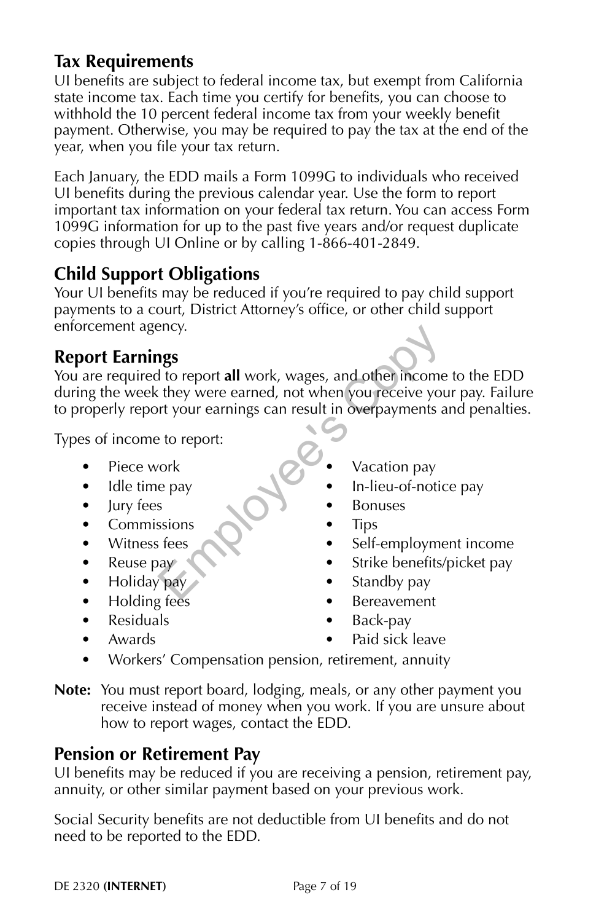## Tax Requirements

UI benefits are subject to federal income tax, but exempt from California state income tax. Each time you certify for benefits, you can choose to withhold the 10 percent federal income tax from your weekly benefit payment. Otherwise, you may be required to pay the tax at the end of the year, when you file your tax return.

Each January, the EDD mails a Form 1099G to individuals who received UI benefits during the previous calendar year. Use the form to report important tax information on your federal tax return. You can access Form 1099G information for up to the past five years and/or request duplicate copies through UI Online or by calling 1-866-401-2849.

## Child Support Obligations

Your UI benefits may be reduced if you're required to pay child support payments to a court, District Attorney's office, or other child support enforcement agency.

## Report Earnings

You are required to report **all** work, wages, and other income to the EDD during the week they were earned, not when you receive your pay. Failure to properly report your earnings can result in overpayments and penalties.

Types of income to report:

- Piece work
- Idle time pay
- Jury fees
- Commissions
- Witness fees
- Reuse pay
- Holiday pay
- Holding fees
- Residuals
- Awards
- Vacation pay
- In-lieu-of-notice pay
- Bonuses
- Tips
- Self-employment income
- Strike benefits/picket pay
- Standby pay
- Bereavement
- Back-pay
- Paid sick leave
- Workers' Compensation pension, retirement, annuity

**Note:** You must report board, lodging, meals, or any other payment you receive instead of money when you work. If you are unsure about how to report wages, contact the EDD.

## Pension or Retirement Pay

UI benefits may be reduced if you are receiving a pension, retirement pay, annuity, or other similar payment based on your previous work.

Social Security benefits are not deductible from UI benefits and do not need to be reported to the EDD.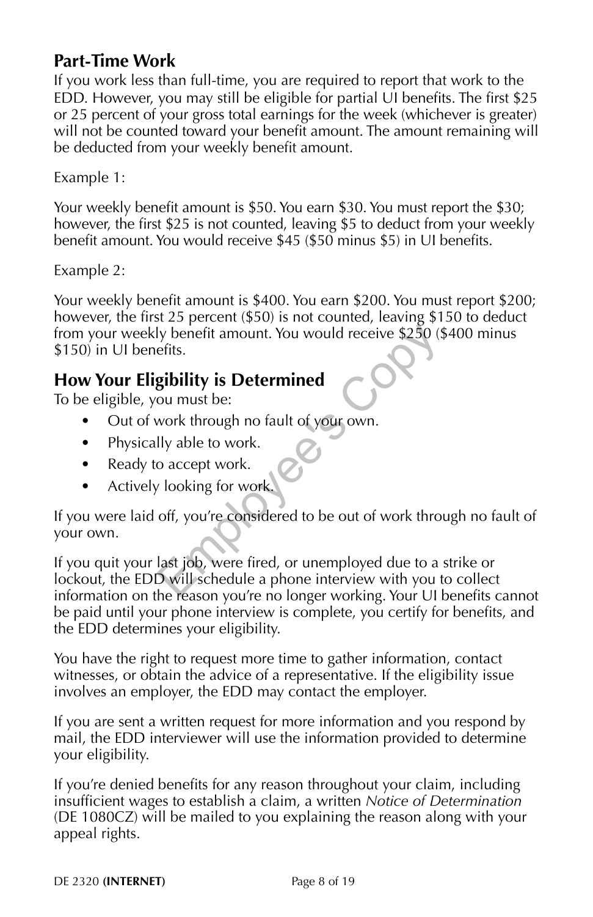## Part-Time Work

If you work less than full-time, you are required to report that work to the EDD. However, you may still be eligible for partial UI benefits. The first $25 or 25 percent of your gross total earnings for the week (whichever is greater) will not be counted toward your benefit amount. The amount remaining will be deducted from your weekly benefit amount.

Example 1:

Your weekly benefit amount is $50. You earn $30. You must report the $30; however, the first $25 is not counted, leaving $5 to deduct from your weekly benefit amount. You would receive $45 ($50 minus $5) in UI benefits.

Example 2:

Your weekly benefit amount is $400. You earn $200. You must report $200; however, the first 25 percent ($50) is not counted, leaving $150 to deduct from your weekly benefit amount. You would receive $250 ($400 minus $150) in UI benefits.

## How Your Eligibility is Determined

To be eligible, you must be:

- Out of work through no fault of your own.
- Physically able to work.
- Ready to accept work.
- Actively looking for work.

If you were laid off, you're considered to be out of work through no fault of your own.

If you quit your last job, were fired, or unemployed due to a strike or lockout, the EDD will schedule a phone interview with you to collect information on the reason you're no longer working. Your UI benefits cannot be paid until your phone interview is complete, you certify for benefits, and the EDD determines your eligibility.

You have the right to request more time to gather information, contact witnesses, or obtain the advice of a representative. If the eligibility issue involves an employer, the EDD may contact the employer.

If you are sent a written request for more information and you respond by mail, the EDD interviewer will use the information provided to determine your eligibility.

If you're denied benefits for any reason throughout your claim, including insufficient wages to establish a claim, a written *Notice of Determination* (DE 1080CZ) will be mailed to you explaining the reason along with your appeal rights.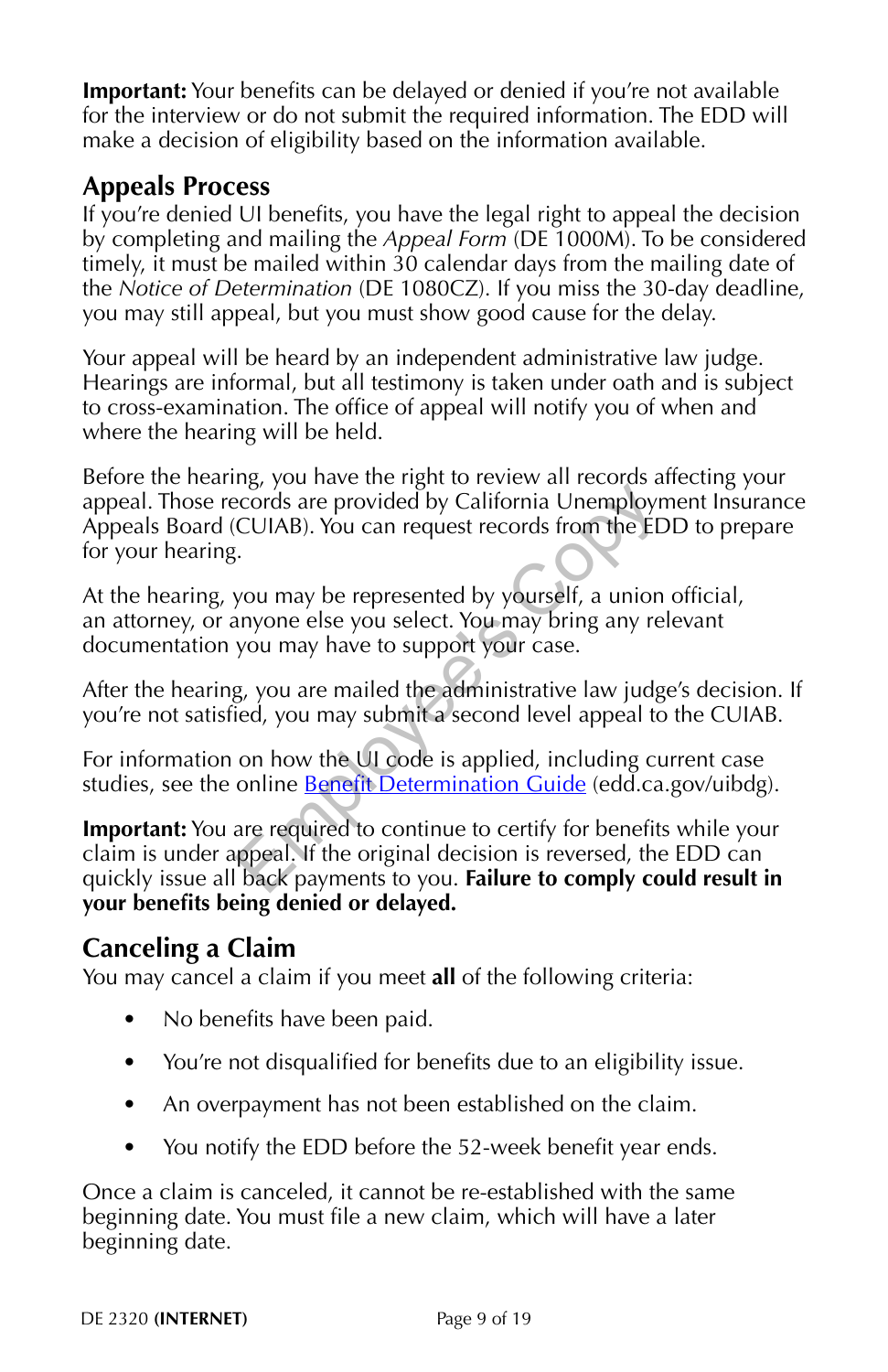**Important:** Your benefits can be delayed or denied if you're not available for the interview or do not submit the required information. The EDD will make a decision of eligibility based on the information available.

## Appeals Process

If you're denied UI benefits, you have the legal right to appeal the decision by completing and mailing the *Appeal Form* (DE 1000M). To be considered timely, it must be mailed within 30 calendar days from the mailing date of the *Notice of Determination* (DE 1080CZ). If you miss the 30-day deadline, you may still appeal, but you must show good cause for the delay.

Your appeal will be heard by an independent administrative law judge. Hearings are informal, but all testimony is taken under oath and is subject to cross-examination. The office of appeal will notify you of when and where the hearing will be held.

Before the hearing, you have the right to review all records affecting your appeal. Those records are provided by California Unemployment Insurance Appeals Board (CUIAB). You can request records from the EDD to prepare for your hearing.

At the hearing, you may be represented by yourself, a union official, an attorney, or anyone else you select. You may bring any relevant documentation you may have to support your case.

After the hearing, you are mailed the administrative law judge's decision. If you're not satisfied, you may submit a second level appeal to the CUIAB.

For information on how the UI code is applied, including current case studies, see the online [Benefit Determination Guide](edd.ca.gov/uibdg) (edd.ca.gov/uibdg).

**Important:** You are required to continue to certify for benefits while your claim is under appeal. If the original decision is reversed, the EDD can quickly issue all back payments to you. **Failure to comply could result in your benefits being denied or delayed.**

## Canceling a Claim

You may cancel a claim if you meet **all** of the following criteria:

- No benefits have been paid.
- You're not disqualified for benefits due to an eligibility issue.
- An overpayment has not been established on the claim.
- You notify the EDD before the 52-week benefit year ends.

Once a claim is canceled, it cannot be re-established with the same beginning date. You must file a new claim, which will have a later beginning date.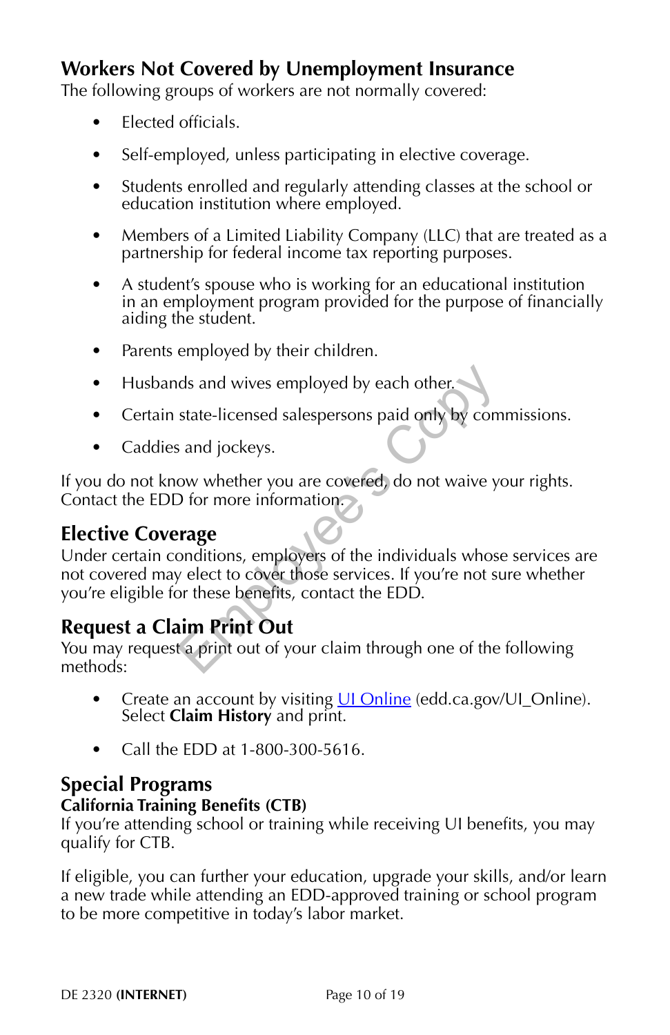## Workers Not Covered by Unemployment Insurance

The following groups of workers are not normally covered:

- Elected officials.
- Self-employed, unless participating in elective coverage.
- Students enrolled and regularly attending classes at the school or education institution where employed.
- Members of a Limited Liability Company (LLC) that are treated as a partnership for federal income tax reporting purposes.
- A student's spouse who is working for an educational institution in an employment program provided for the purpose of financially aiding the student.
- Parents employed by their children.
- Husbands and wives employed by each other.
- Certain state-licensed salespersons paid only by commissions.
- Caddies and jockeys.

If you do not know whether you are covered, do not waive your rights. Contact the EDD for more information.

## Elective Coverage

Under certain conditions, employers of the individuals whose services are not covered may elect to cover those services. If you're not sure whether you're eligible for these benefits, contact the EDD.

## Request a Claim Print Out

You may request a print out of your claim through one of the following methods:

- Create an account by visiting UI Online (edd.ca.gov/UI_Online). Select **Claim History** and print.
- Call the EDD at 1-800-300-5616.

## Special Programs

### California Training Benefits (CTB)

If you're attending school or training while receiving UI benefits, you may qualify for CTB.

If eligible, you can further your education, upgrade your skills, and/or learn a new trade while attending an EDD-approved training or school program to be more competitive in today's labor market.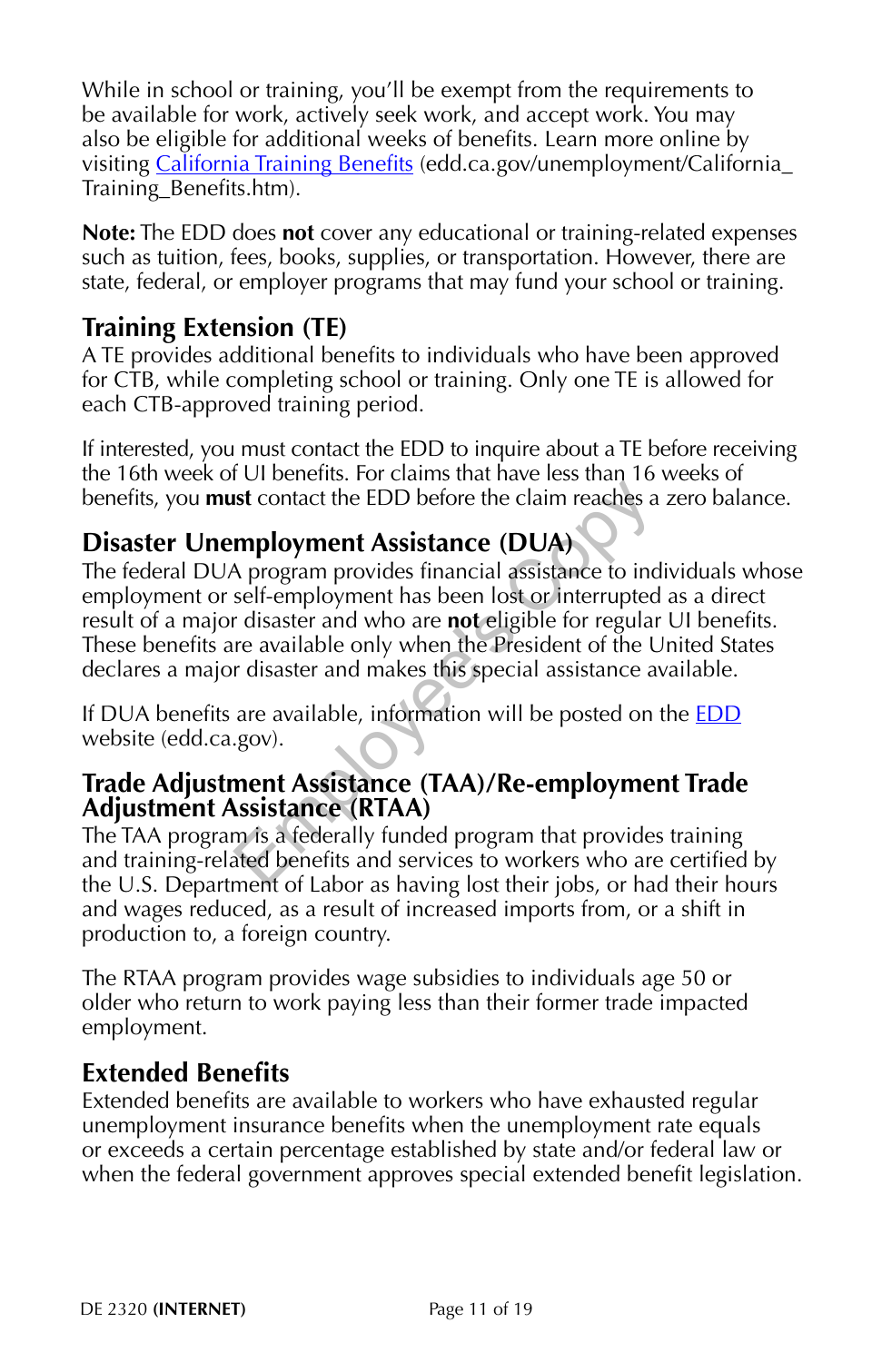While in school or training, you'll be exempt from the requirements to be available for work, actively seek work, and accept work. You may also be eligible for additional weeks of benefits. Learn more online by visiting [California Training Benefits](edd.ca.gov/unemployment/California_Training_Benefits.htm) (edd.ca.gov/unemployment/California_Training_Benefits.htm).

**Note:** The EDD does **not** cover any educational or training-related expenses such as tuition, fees, books, supplies, or transportation. However, there are state, federal, or employer programs that may fund your school or training.

## Training Extension (TE)

A TE provides additional benefits to individuals who have been approved for CTB, while completing school or training. Only one TE is allowed for each CTB-approved training period.

If interested, you must contact the EDD to inquire about a TE before receiving the 16th week of UI benefits. For claims that have less than 16 weeks of benefits, you **must** contact the EDD before the claim reaches a zero balance.

## Disaster Unemployment Assistance (DUA)

The federal DUA program provides financial assistance to individuals whose employment or self-employment has been lost or interrupted as a direct result of a major disaster and who are **not** eligible for regular UI benefits. These benefits are available only when the President of the United States declares a major disaster and makes this special assistance available.

If DUA benefits are available, information will be posted on the [EDD](edd.ca.gov) website (edd.ca.gov).

## Trade Adjustment Assistance (TAA)/Re-employment Trade Adjustment Assistance (RTAA)

The TAA program is a federally funded program that provides training and training-related benefits and services to workers who are certified by the U.S. Department of Labor as having lost their jobs, or had their hours and wages reduced, as a result of increased imports from, or a shift in production to, a foreign country.

The RTAA program provides wage subsidies to individuals age 50 or older who return to work paying less than their former trade impacted employment.

## Extended Benefits

Extended benefits are available to workers who have exhausted regular unemployment insurance benefits when the unemployment rate equals or exceeds a certain percentage established by state and/or federal law or when the federal government approves special extended benefit legislation.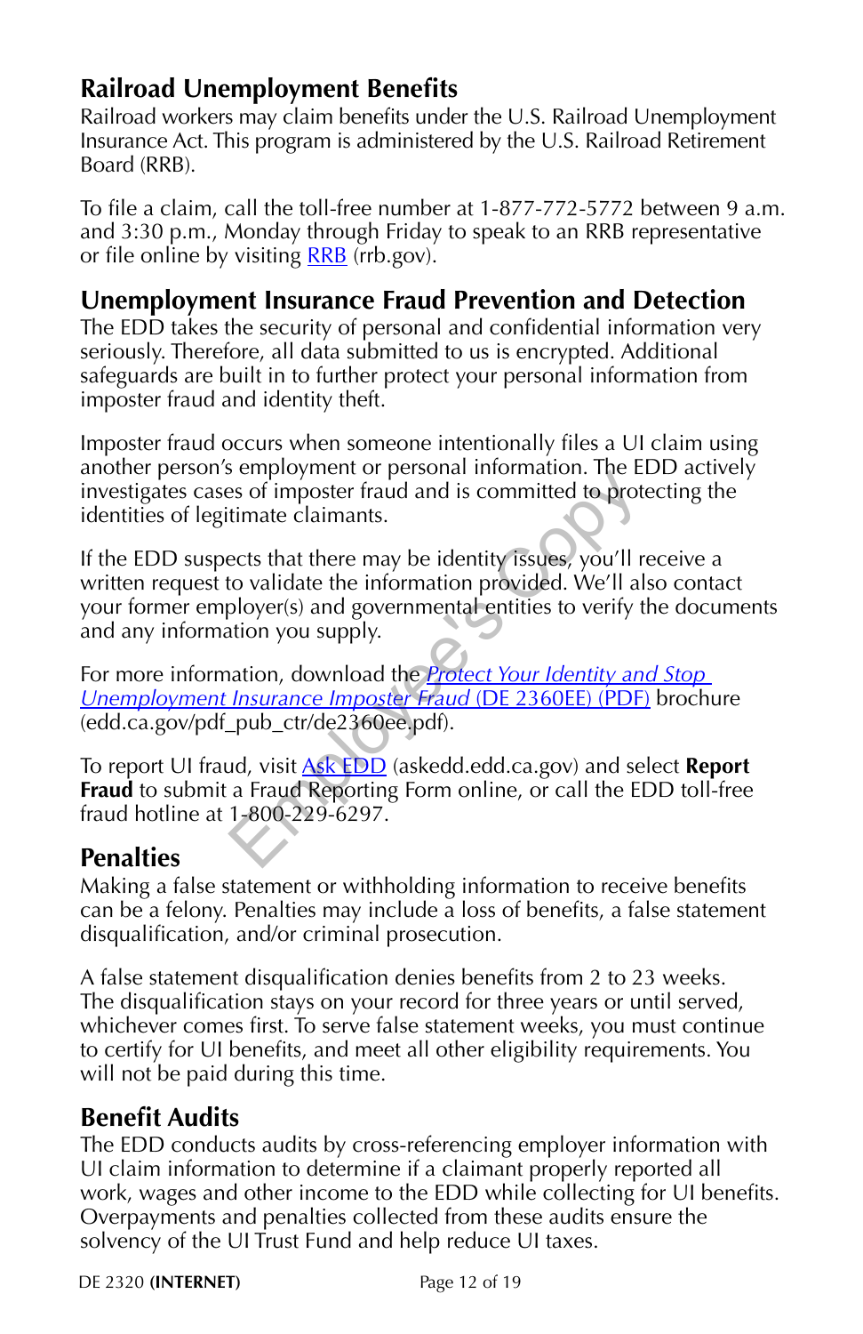## Railroad Unemployment Benefits

Railroad workers may claim benefits under the U.S. Railroad Unemployment Insurance Act. This program is administered by the U.S. Railroad Retirement Board (RRB).

To file a claim, call the toll-free number at 1-877-772-5772 between 9 a.m. and 3:30 p.m., Monday through Friday to speak to an RRB representative or file online by visiting [RRB](rrb.gov) (rrb.gov).

## Unemployment Insurance Fraud Prevention and Detection

The EDD takes the security of personal and confidential information very seriously. Therefore, all data submitted to us is encrypted. Additional safeguards are built in to further protect your personal information from imposter fraud and identity theft.

Imposter fraud occurs when someone intentionally files a UI claim using another person's employment or personal information. The EDD actively investigates cases of imposter fraud and is committed to protecting the identities of legitimate claimants.

If the EDD suspects that there may be identity issues, you'll receive a written request to validate the information provided. We'll also contact your former employer(s) and governmental entities to verify the documents and any information you supply.

For more information, download the [*Protect Your Identity and Stop Unemployment Insurance Imposter Fraud* (DE 2360EE) (PDF)](edd.ca.gov/pdf_pub_ctr/de2360ee.pdf) brochure (edd.ca.gov/pdf_pub_ctr/de2360ee.pdf).

To report UI fraud, visit [Ask EDD](askedd.edd.ca.gov) (askedd.edd.ca.gov) and select **Report Fraud** to submit a Fraud Reporting Form online, or call the EDD toll-free fraud hotline at 1-800-229-6297.

## Penalties

Making a false statement or withholding information to receive benefits can be a felony. Penalties may include a loss of benefits, a false statement disqualification, and/or criminal prosecution.

A false statement disqualification denies benefits from 2 to 23 weeks. The disqualification stays on your record for three years or until served, whichever comes first. To serve false statement weeks, you must continue to certify for UI benefits, and meet all other eligibility requirements. You will not be paid during this time.

## Benefit Audits

The EDD conducts audits by cross-referencing employer information with UI claim information to determine if a claimant properly reported all work, wages and other income to the EDD while collecting for UI benefits. Overpayments and penalties collected from these audits ensure the solvency of the UI Trust Fund and help reduce UI taxes.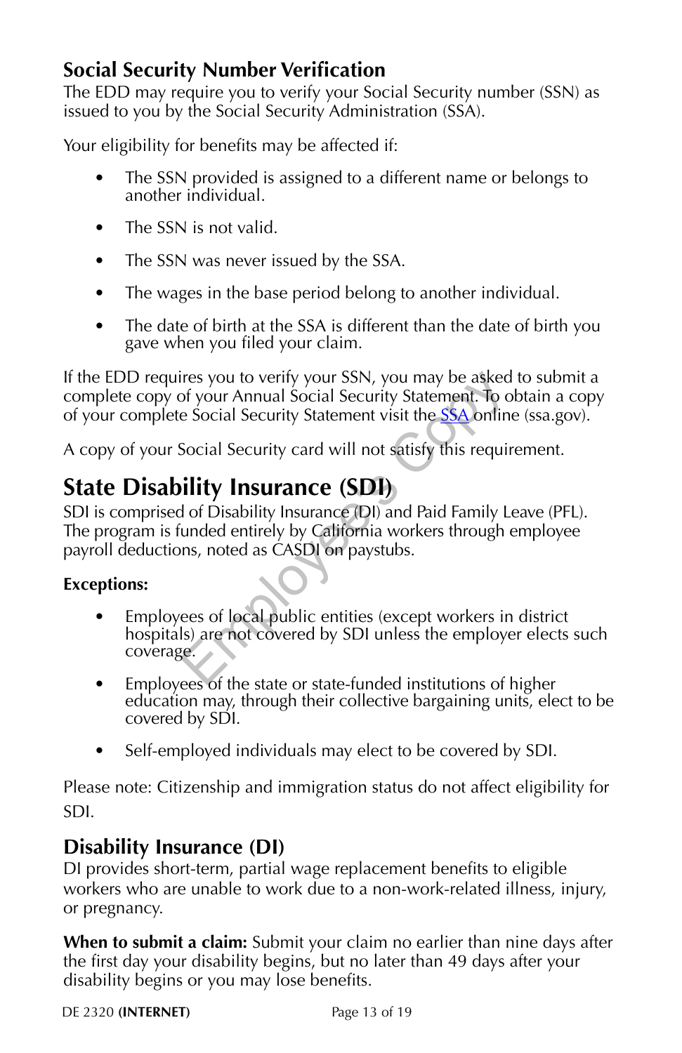### Social Security Number Verification

The EDD may require you to verify your Social Security number (SSN) as issued to you by the Social Security Administration (SSA).

Your eligibility for benefits may be affected if:

- The SSN provided is assigned to a different name or belongs to another individual.
- The SSN is not valid.
- The SSN was never issued by the SSA.
- The wages in the base period belong to another individual.
- The date of birth at the SSA is different than the date of birth you gave when you filed your claim.

If the EDD requires you to verify your SSN, you may be asked to submit a complete copy of your Annual Social Security Statement. To obtain a copy of your complete Social Security Statement visit the SSA online (ssa.gov).

A copy of your Social Security card will not satisfy this requirement.

## State Disability Insurance (SDI)

SDI is comprised of Disability Insurance (DI) and Paid Family Leave (PFL). The program is funded entirely by California workers through employee payroll deductions, noted as CASDI on paystubs.

**Exceptions:**

- Employees of local public entities (except workers in district hospitals) are not covered by SDI unless the employer elects such coverage.
- Employees of the state or state-funded institutions of higher education may, through their collective bargaining units, elect to be covered by SDI.
- Self-employed individuals may elect to be covered by SDI.

Please note: Citizenship and immigration status do not affect eligibility for SDI.

### Disability Insurance (DI)

DI provides short-term, partial wage replacement benefits to eligible workers who are unable to work due to a non-work-related illness, injury, or pregnancy.

**When to submit a claim:** Submit your claim no earlier than nine days after the first day your disability begins, but no later than 49 days after your disability begins or you may lose benefits.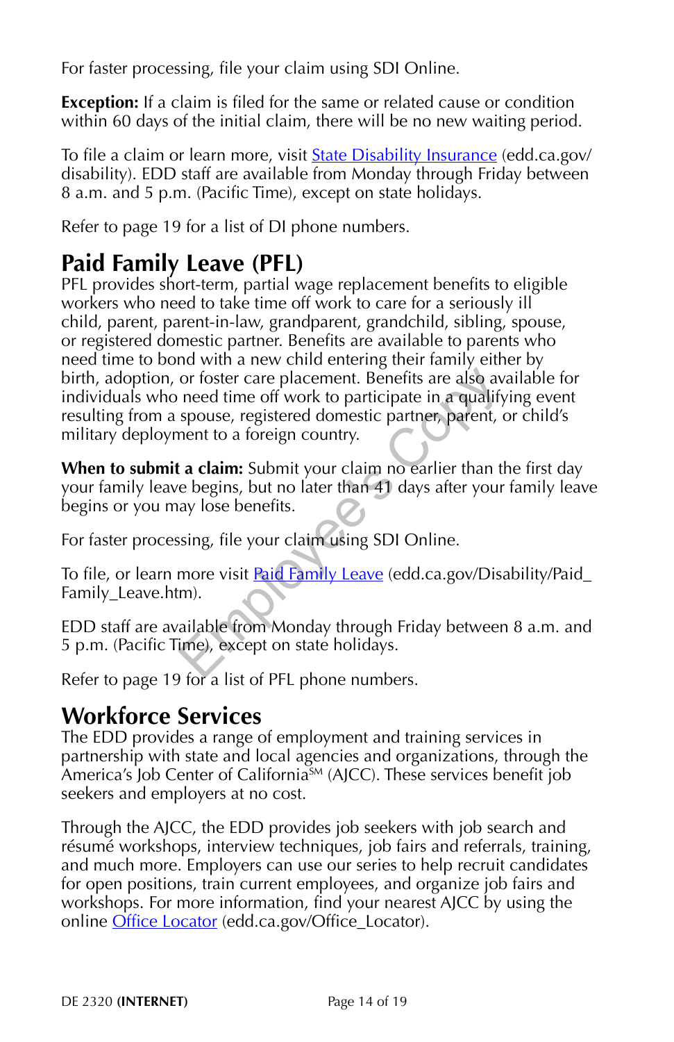For faster processing, file your claim using SDI Online.

**Exception:** If a claim is filed for the same or related cause or condition within 60 days of the initial claim, there will be no new waiting period.

To file a claim or learn more, visit State Disability Insurance (edd.ca.gov/disability). EDD staff are available from Monday through Friday between 8 a.m. and 5 p.m. (Pacific Time), except on state holidays.

Refer to page 19 for a list of DI phone numbers.

## Paid Family Leave (PFL)

PFL provides short-term, partial wage replacement benefits to eligible workers who need to take time off work to care for a seriously ill child, parent, parent-in-law, grandparent, grandchild, sibling, spouse, or registered domestic partner. Benefits are available to parents who need time to bond with a new child entering their family either by birth, adoption, or foster care placement. Benefits are also available for individuals who need time off work to participate in a qualifying event resulting from a spouse, registered domestic partner, parent, or child's military deployment to a foreign country.

**When to submit a claim:** Submit your claim no earlier than the first day your family leave begins, but no later than 41 days after your family leave begins or you may lose benefits.

For faster processing, file your claim using SDI Online.

To file, or learn more visit Paid Family Leave (edd.ca.gov/Disability/Paid_Family_Leave.htm).

EDD staff are available from Monday through Friday between 8 a.m. and 5 p.m. (Pacific Time), except on state holidays.

Refer to page 19 for a list of PFL phone numbers.

## Workforce Services

The EDD provides a range of employment and training services in partnership with state and local agencies and organizations, through the America's Job Center of California[SM] (AJCC). These services benefit job seekers and employers at no cost.

Through the AJCC, the EDD provides job seekers with job search and résumé workshops, interview techniques, job fairs and referrals, training, and much more. Employers can use our series to help recruit candidates for open positions, train current employees, and organize job fairs and workshops. For more information, find your nearest AJCC by using the online Office Locator (edd.ca.gov/Office_Locator).

DE 2320 **(INTERNET)**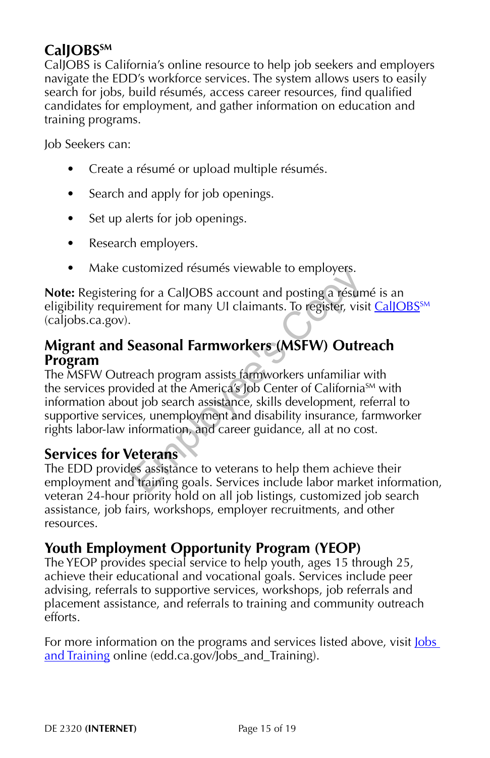## CalJOBS[SM]

CalJOBS is California's online resource to help job seekers and employers navigate the EDD's workforce services. The system allows users to easily search for jobs, build résumés, access career resources, find qualified candidates for employment, and gather information on education and training programs.

Job Seekers can:

- Create a résumé or upload multiple résumés.
- Search and apply for job openings.
- Set up alerts for job openings.
- Research employers.
- Make customized résumés viewable to employers.

**Note:** Registering for a CalJOBS account and posting a résumé is an eligibility requirement for many UI claimants. To register, visit CalJOBS[SM] (caljobs.ca.gov).

## Migrant and Seasonal Farmworkers (MSFW) Outreach Program

The MSFW Outreach program assists farmworkers unfamiliar with the services provided at the America's Job Center of California[SM] with information about job search assistance, skills development, referral to supportive services, unemployment and disability insurance, farmworker rights labor-law information, and career guidance, all at no cost.

## Services for Veterans

The EDD provides assistance to veterans to help them achieve their employment and training goals. Services include labor market information, veteran 24-hour priority hold on all job listings, customized job search assistance, job fairs, workshops, employer recruitments, and other resources.

## Youth Employment Opportunity Program (YEOP)

The YEOP provides special service to help youth, ages 15 through 25, achieve their educational and vocational goals. Services include peer advising, referrals to supportive services, workshops, job referrals and placement assistance, and referrals to training and community outreach efforts.

For more information on the programs and services listed above, visit Jobs and Training online (edd.ca.gov/Jobs_and_Training).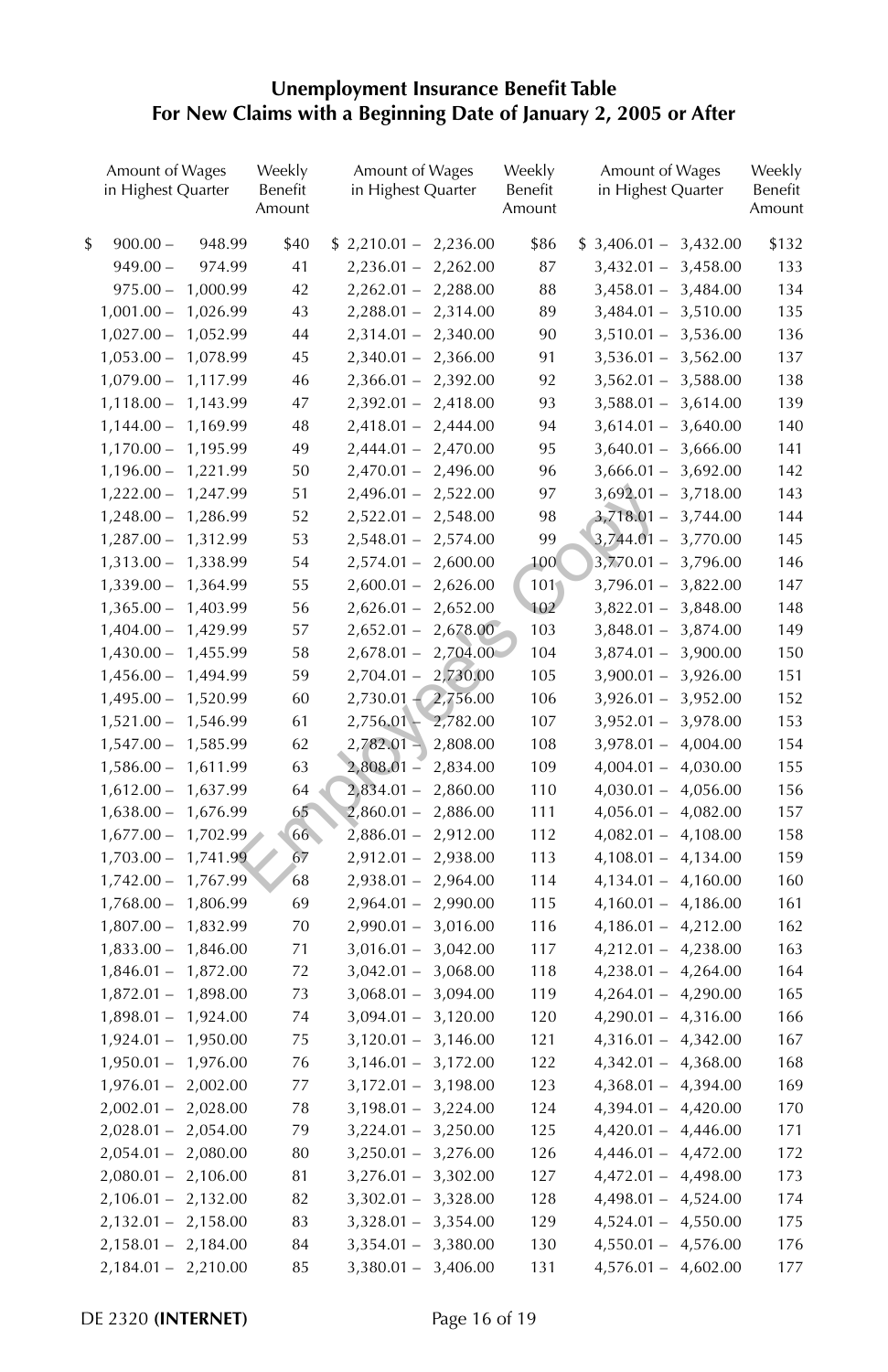## Unemployment Insurance Benefit Table
## For New Claims with a Beginning Date of January 2, 2005 or After

| Amount of Wages in Highest Quarter | Weekly Benefit Amount | Amount of Wages in Highest Quarter | Weekly Benefit Amount | Amount of Wages in Highest Quarter | Weekly Benefit Amount |
|---|---|---|---|---|---|
| $ 900.00 – 948.99 | $40 | $ 2,210.01 – 2,236.00 | $86 | $ 3,406.01 – 3,432.00 | $132 |
| 949.00 – 974.99 | 41 | 2,236.01 – 2,262.00 | 87 | 3,432.01 – 3,458.00 | 133 |
| 975.00 – 1,000.99 | 42 | 2,262.01 – 2,288.00 | 88 | 3,458.01 – 3,484.00 | 134 |
| 1,001.00 – 1,026.99 | 43 | 2,288.01 – 2,314.00 | 89 | 3,484.01 – 3,510.00 | 135 |
| 1,027.00 – 1,052.99 | 44 | 2,314.01 – 2,340.00 | 90 | 3,510.01 – 3,536.00 | 136 |
| 1,053.00 – 1,078.99 | 45 | 2,340.01 – 2,366.00 | 91 | 3,536.01 – 3,562.00 | 137 |
| 1,079.00 – 1,117.99 | 46 | 2,366.01 – 2,392.00 | 92 | 3,562.01 – 3,588.00 | 138 |
| 1,118.00 – 1,143.99 | 47 | 2,392.01 – 2,418.00 | 93 | 3,588.01 – 3,614.00 | 139 |
| 1,144.00 – 1,169.99 | 48 | 2,418.01 – 2,444.00 | 94 | 3,614.01 – 3,640.00 | 140 |
| 1,170.00 – 1,195.99 | 49 | 2,444.01 – 2,470.00 | 95 | 3,640.01 – 3,666.00 | 141 |
| 1,196.00 – 1,221.99 | 50 | 2,470.01 – 2,496.00 | 96 | 3,666.01 – 3,692.00 | 142 |
| 1,222.00 – 1,247.99 | 51 | 2,496.01 – 2,522.00 | 97 | 3,692.01 – 3,718.00 | 143 |
| 1,248.00 – 1,286.99 | 52 | 2,522.01 – 2,548.00 | 98 | 3,718.01 – 3,744.00 | 144 |
| 1,287.00 – 1,312.99 | 53 | 2,548.01 – 2,574.00 | 99 | 3,744.01 – 3,770.00 | 145 |
| 1,313.00 – 1,338.99 | 54 | 2,574.01 – 2,600.00 | 100 | 3,770.01 – 3,796.00 | 146 |
| 1,339.00 – 1,364.99 | 55 | 2,600.01 – 2,626.00 | 101 | 3,796.01 – 3,822.00 | 147 |
| 1,365.00 – 1,403.99 | 56 | 2,626.01 – 2,652.00 | 102 | 3,822.01 – 3,848.00 | 148 |
| 1,404.00 – 1,429.99 | 57 | 2,652.01 – 2,678.00 | 103 | 3,848.01 – 3,874.00 | 149 |
| 1,430.00 – 1,455.99 | 58 | 2,678.01 – 2,704.00 | 104 | 3,874.01 – 3,900.00 | 150 |
| 1,456.00 – 1,494.99 | 59 | 2,704.01 – 2,730.00 | 105 | 3,900.01 – 3,926.00 | 151 |
| 1,495.00 – 1,520.99 | 60 | 2,730.01 – 2,756.00 | 106 | 3,926.01 – 3,952.00 | 152 |
| 1,521.00 – 1,546.99 | 61 | 2,756.01 – 2,782.00 | 107 | 3,952.01 – 3,978.00 | 153 |
| 1,547.00 – 1,585.99 | 62 | 2,782.01 – 2,808.00 | 108 | 3,978.01 – 4,004.00 | 154 |
| 1,586.00 – 1,611.99 | 63 | 2,808.01 – 2,834.00 | 109 | 4,004.01 – 4,030.00 | 155 |
| 1,612.00 – 1,637.99 | 64 | 2,834.01 – 2,860.00 | 110 | 4,030.01 – 4,056.00 | 156 |
| 1,638.00 – 1,676.99 | 65 | 2,860.01 – 2,886.00 | 111 | 4,056.01 – 4,082.00 | 157 |
| 1,677.00 – 1,702.99 | 66 | 2,886.01 – 2,912.00 | 112 | 4,082.01 – 4,108.00 | 158 |
| 1,703.00 – 1,741.99 | 67 | 2,912.01 – 2,938.00 | 113 | 4,108.01 – 4,134.00 | 159 |
| 1,742.00 – 1,767.99 | 68 | 2,938.01 – 2,964.00 | 114 | 4,134.01 – 4,160.00 | 160 |
| 1,768.00 – 1,806.99 | 69 | 2,964.01 – 2,990.00 | 115 | 4,160.01 – 4,186.00 | 161 |
| 1,807.00 – 1,832.99 | 70 | 2,990.01 – 3,016.00 | 116 | 4,186.01 – 4,212.00 | 162 |
| 1,833.00 – 1,846.00 | 71 | 3,016.01 – 3,042.00 | 117 | 4,212.01 – 4,238.00 | 163 |
| 1,846.01 – 1,872.00 | 72 | 3,042.01 – 3,068.00 | 118 | 4,238.01 – 4,264.00 | 164 |
| 1,872.01 – 1,898.00 | 73 | 3,068.01 – 3,094.00 | 119 | 4,264.01 – 4,290.00 | 165 |
| 1,898.01 – 1,924.00 | 74 | 3,094.01 – 3,120.00 | 120 | 4,290.01 – 4,316.00 | 166 |
| 1,924.01 – 1,950.00 | 75 | 3,120.01 – 3,146.00 | 121 | 4,316.01 – 4,342.00 | 167 |
| 1,950.01 – 1,976.00 | 76 | 3,146.01 – 3,172.00 | 122 | 4,342.01 – 4,368.00 | 168 |
| 1,976.01 – 2,002.00 | 77 | 3,172.01 – 3,198.00 | 123 | 4,368.01 – 4,394.00 | 169 |
| 2,002.01 – 2,028.00 | 78 | 3,198.01 – 3,224.00 | 124 | 4,394.01 – 4,420.00 | 170 |
| 2,028.01 – 2,054.00 | 79 | 3,224.01 – 3,250.00 | 125 | 4,420.01 – 4,446.00 | 171 |
| 2,054.01 – 2,080.00 | 80 | 3,250.01 – 3,276.00 | 126 | 4,446.01 – 4,472.00 | 172 |
| 2,080.01 – 2,106.00 | 81 | 3,276.01 – 3,302.00 | 127 | 4,472.01 – 4,498.00 | 173 |
| 2,106.01 – 2,132.00 | 82 | 3,302.01 – 3,328.00 | 128 | 4,498.01 – 4,524.00 | 174 |
| 2,132.01 – 2,158.00 | 83 | 3,328.01 – 3,354.00 | 129 | 4,524.01 – 4,550.00 | 175 |
| 2,158.01 – 2,184.00 | 84 | 3,354.01 – 3,380.00 | 130 | 4,550.01 – 4,576.00 | 176 |
| 2,184.01 – 2,210.00 | 85 | 3,380.01 – 3,406.00 | 131 | 4,576.01 – 4,602.00 | 177 |

Employee's Copy

DE 2320 **(INTERNET)**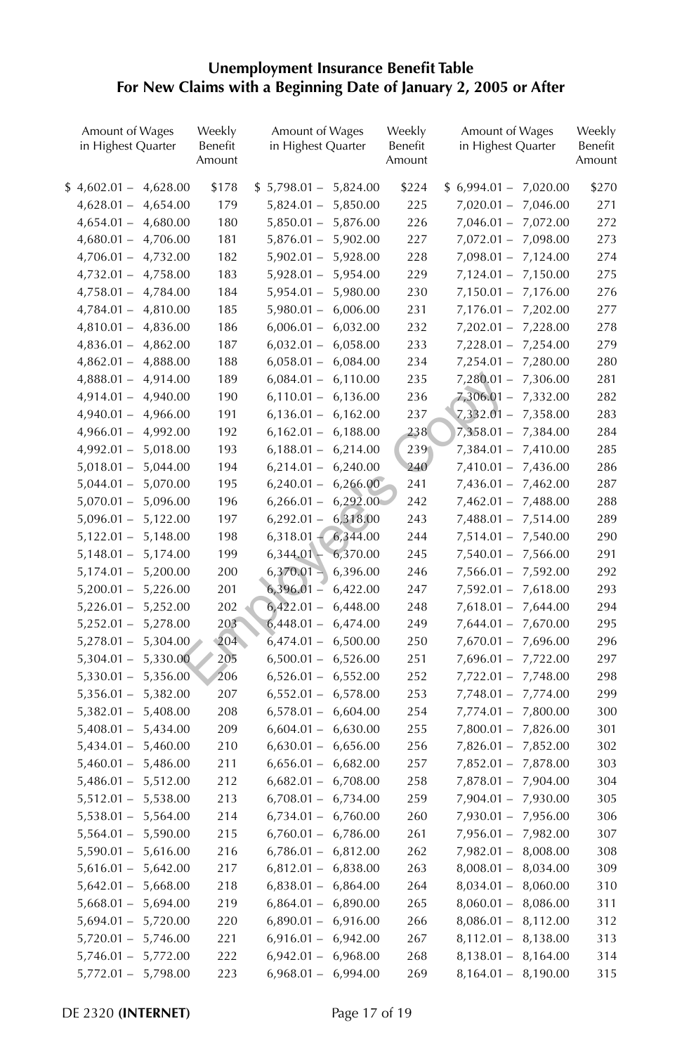## Unemployment Insurance Benefit Table
## For New Claims with a Beginning Date of January 2, 2005 or After

| Amount of Wages in Highest Quarter | Weekly Benefit Amount | Amount of Wages in Highest Quarter | Weekly Benefit Amount | Amount of Wages in Highest Quarter | Weekly Benefit Amount |
|---|---|---|---|---|---|
| $ 4,602.01 – 4,628.00 | $178 | $ 5,798.01 – 5,824.00 | $224 | $ 6,994.01 – 7,020.00 | $270 |
| 4,628.01 – 4,654.00 | 179 | 5,824.01 – 5,850.00 | 225 | 7,020.01 – 7,046.00 | 271 |
| 4,654.01 – 4,680.00 | 180 | 5,850.01 – 5,876.00 | 226 | 7,046.01 – 7,072.00 | 272 |
| 4,680.01 – 4,706.00 | 181 | 5,876.01 – 5,902.00 | 227 | 7,072.01 – 7,098.00 | 273 |
| 4,706.01 – 4,732.00 | 182 | 5,902.01 – 5,928.00 | 228 | 7,098.01 – 7,124.00 | 274 |
| 4,732.01 – 4,758.00 | 183 | 5,928.01 – 5,954.00 | 229 | 7,124.01 – 7,150.00 | 275 |
| 4,758.01 – 4,784.00 | 184 | 5,954.01 – 5,980.00 | 230 | 7,150.01 – 7,176.00 | 276 |
| 4,784.01 – 4,810.00 | 185 | 5,980.01 – 6,006.00 | 231 | 7,176.01 – 7,202.00 | 277 |
| 4,810.01 – 4,836.00 | 186 | 6,006.01 – 6,032.00 | 232 | 7,202.01 – 7,228.00 | 278 |
| 4,836.01 – 4,862.00 | 187 | 6,032.01 – 6,058.00 | 233 | 7,228.01 – 7,254.00 | 279 |
| 4,862.01 – 4,888.00 | 188 | 6,058.01 – 6,084.00 | 234 | 7,254.01 – 7,280.00 | 280 |
| 4,888.01 – 4,914.00 | 189 | 6,084.01 – 6,110.00 | 235 | 7,280.01 – 7,306.00 | 281 |
| 4,914.01 – 4,940.00 | 190 | 6,110.01 – 6,136.00 | 236 | 7,306.01 – 7,332.00 | 282 |
| 4,940.01 – 4,966.00 | 191 | 6,136.01 – 6,162.00 | 237 | 7,332.01 – 7,358.00 | 283 |
| 4,966.01 – 4,992.00 | 192 | 6,162.01 – 6,188.00 | 238 | 7,358.01 – 7,384.00 | 284 |
| 4,992.01 – 5,018.00 | 193 | 6,188.01 – 6,214.00 | 239 | 7,384.01 – 7,410.00 | 285 |
| 5,018.01 – 5,044.00 | 194 | 6,214.01 – 6,240.00 | 240 | 7,410.01 – 7,436.00 | 286 |
| 5,044.01 – 5,070.00 | 195 | 6,240.01 – 6,266.00 | 241 | 7,436.01 – 7,462.00 | 287 |
| 5,070.01 – 5,096.00 | 196 | 6,266.01 – 6,292.00 | 242 | 7,462.01 – 7,488.00 | 288 |
| 5,096.01 – 5,122.00 | 197 | 6,292.01 – 6,318.00 | 243 | 7,488.01 – 7,514.00 | 289 |
| 5,122.01 – 5,148.00 | 198 | 6,318.01 – 6,344.00 | 244 | 7,514.01 – 7,540.00 | 290 |
| 5,148.01 – 5,174.00 | 199 | 6,344.01 – 6,370.00 | 245 | 7,540.01 – 7,566.00 | 291 |
| 5,174.01 – 5,200.00 | 200 | 6,370.01 – 6,396.00 | 246 | 7,566.01 – 7,592.00 | 292 |
| 5,200.01 – 5,226.00 | 201 | 6,396.01 – 6,422.00 | 247 | 7,592.01 – 7,618.00 | 293 |
| 5,226.01 – 5,252.00 | 202 | 6,422.01 – 6,448.00 | 248 | 7,618.01 – 7,644.00 | 294 |
| 5,252.01 – 5,278.00 | 203 | 6,448.01 – 6,474.00 | 249 | 7,644.01 – 7,670.00 | 295 |
| 5,278.01 – 5,304.00 | 204 | 6,474.01 – 6,500.00 | 250 | 7,670.01 – 7,696.00 | 296 |
| 5,304.01 – 5,330.00 | 205 | 6,500.01 – 6,526.00 | 251 | 7,696.01 – 7,722.00 | 297 |
| 5,330.01 – 5,356.00 | 206 | 6,526.01 – 6,552.00 | 252 | 7,722.01 – 7,748.00 | 298 |
| 5,356.01 – 5,382.00 | 207 | 6,552.01 – 6,578.00 | 253 | 7,748.01 – 7,774.00 | 299 |
| 5,382.01 – 5,408.00 | 208 | 6,578.01 – 6,604.00 | 254 | 7,774.01 – 7,800.00 | 300 |
| 5,408.01 – 5,434.00 | 209 | 6,604.01 – 6,630.00 | 255 | 7,800.01 – 7,826.00 | 301 |
| 5,434.01 – 5,460.00 | 210 | 6,630.01 – 6,656.00 | 256 | 7,826.01 – 7,852.00 | 302 |
| 5,460.01 – 5,486.00 | 211 | 6,656.01 – 6,682.00 | 257 | 7,852.01 – 7,878.00 | 303 |
| 5,486.01 – 5,512.00 | 212 | 6,682.01 – 6,708.00 | 258 | 7,878.01 – 7,904.00 | 304 |
| 5,512.01 – 5,538.00 | 213 | 6,708.01 – 6,734.00 | 259 | 7,904.01 – 7,930.00 | 305 |
| 5,538.01 – 5,564.00 | 214 | 6,734.01 – 6,760.00 | 260 | 7,930.01 – 7,956.00 | 306 |
| 5,564.01 – 5,590.00 | 215 | 6,760.01 – 6,786.00 | 261 | 7,956.01 – 7,982.00 | 307 |
| 5,590.01 – 5,616.00 | 216 | 6,786.01 – 6,812.00 | 262 | 7,982.01 – 8,008.00 | 308 |
| 5,616.01 – 5,642.00 | 217 | 6,812.01 – 6,838.00 | 263 | 8,008.01 – 8,034.00 | 309 |
| 5,642.01 – 5,668.00 | 218 | 6,838.01 – 6,864.00 | 264 | 8,034.01 – 8,060.00 | 310 |
| 5,668.01 – 5,694.00 | 219 | 6,864.01 – 6,890.00 | 265 | 8,060.01 – 8,086.00 | 311 |
| 5,694.01 – 5,720.00 | 220 | 6,890.01 – 6,916.00 | 266 | 8,086.01 – 8,112.00 | 312 |
| 5,720.01 – 5,746.00 | 221 | 6,916.01 – 6,942.00 | 267 | 8,112.01 – 8,138.00 | 313 |
| 5,746.01 – 5,772.00 | 222 | 6,942.01 – 6,968.00 | 268 | 8,138.01 – 8,164.00 | 314 |
| 5,772.01 – 5,798.00 | 223 | 6,968.01 – 6,994.00 | 269 | 8,164.01 – 8,190.00 | 315 |

DE 2320 **(INTERNET)**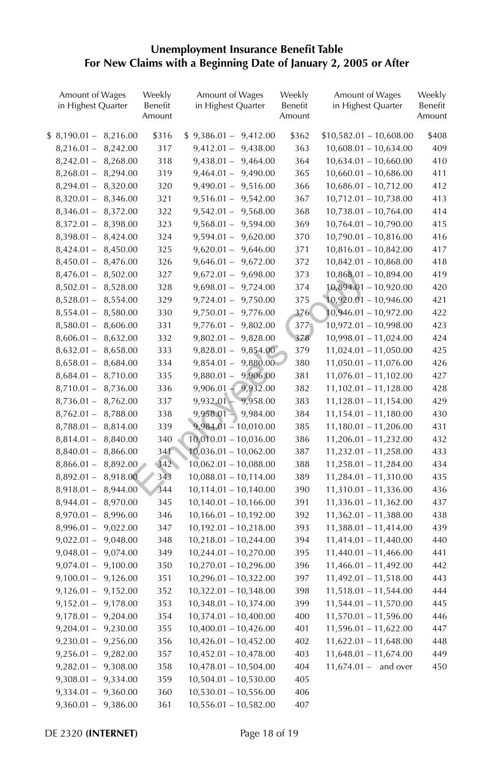## Unemployment Insurance Benefit Table
## For New Claims with a Beginning Date of January 2, 2005 or After

| Amount of Wages in Highest Quarter | Weekly Benefit Amount | Amount of Wages in Highest Quarter | Weekly Benefit Amount | Amount of Wages in Highest Quarter | Weekly Benefit Amount |
|---|---|---|---|---|---|
| $ 8,190.01 – 8,216.00 | $316 | $ 9,386.01 – 9,412.00 | $362 | $10,582.01 – 10,608.00 | $408 |
| 8,216.01 – 8,242.00 | 317 | 9,412.01 – 9,438.00 | 363 | 10,608.01 – 10,634.00 | 409 |
| 8,242.01 – 8,268.00 | 318 | 9,438.01 – 9,464.00 | 364 | 10,634.01 – 10,660.00 | 410 |
| 8,268.01 – 8,294.00 | 319 | 9,464.01 – 9,490.00 | 365 | 10,660.01 – 10,686.00 | 411 |
| 8,294.01 – 8,320.00 | 320 | 9,490.01 – 9,516.00 | 366 | 10,686.01 – 10,712.00 | 412 |
| 8,320.01 – 8,346.00 | 321 | 9,516.01 – 9,542.00 | 367 | 10,712.01 – 10,738.00 | 413 |
| 8,346.01 – 8,372.00 | 322 | 9,542.01 – 9,568.00 | 368 | 10,738.01 – 10,764.00 | 414 |
| 8,372.01 – 8,398.00 | 323 | 9,568.01 – 9,594.00 | 369 | 10,764.01 – 10,790.00 | 415 |
| 8,398.01 – 8,424.00 | 324 | 9,594.01 – 9,620.00 | 370 | 10,790.01 – 10,816.00 | 416 |
| 8,424.01 – 8,450.00 | 325 | 9,620.01 – 9,646.00 | 371 | 10,816.01 – 10,842.00 | 417 |
| 8,450.01 – 8,476.00 | 326 | 9,646.01 – 9,672.00 | 372 | 10,842.01 – 10,868.00 | 418 |
| 8,476.01 – 8,502.00 | 327 | 9,672.01 – 9,698.00 | 373 | 10,868.01 – 10,894.00 | 419 |
| 8,502.01 – 8,528.00 | 328 | 9,698.01 – 9,724.00 | 374 | 10,894.01 – 10,920.00 | 420 |
| 8,528.01 – 8,554.00 | 329 | 9,724.01 – 9,750.00 | 375 | 10,920.01 – 10,946.00 | 421 |
| 8,554.01 – 8,580.00 | 330 | 9,750.01 – 9,776.00 | 376 | 10,946.01 – 10,972.00 | 422 |
| 8,580.01 – 8,606.00 | 331 | 9,776.01 – 9,802.00 | 377 | 10,972.01 – 10,998.00 | 423 |
| 8,606.01 – 8,632.00 | 332 | 9,802.01 – 9,828.00 | 378 | 10,998.01 – 11,024.00 | 424 |
| 8,632.01 – 8,658.00 | 333 | 9,828.01 – 9,854.00 | 379 | 11,024.01 – 11,050.00 | 425 |
| 8,658.01 – 8,684.00 | 334 | 9,854.01 – 9,880.00 | 380 | 11,050.01 – 11,076.00 | 426 |
| 8,684.01 – 8,710.00 | 335 | 9,880.01 – 9,906.00 | 381 | 11,076.01 – 11,102.00 | 427 |
| 8,710.01 – 8,736.00 | 336 | 9,906.01 – 9,932.00 | 382 | 11,102.01 – 11,128.00 | 428 |
| 8,736.01 – 8,762.00 | 337 | 9,932.01 – 9,958.00 | 383 | 11,128.01 – 11,154.00 | 429 |
| 8,762.01 – 8,788.00 | 338 | 9,958.01 – 9,984.00 | 384 | 11,154.01 – 11,180.00 | 430 |
| 8,788.01 – 8,814.00 | 339 | 9,984.01 – 10,010.00 | 385 | 11,180.01 – 11,206.00 | 431 |
| 8,814.01 – 8,840.00 | 340 | 10,010.01 – 10,036.00 | 386 | 11,206.01 – 11,232.00 | 432 |
| 8,840.01 – 8,866.00 | 341 | 10,036.01 – 10,062.00 | 387 | 11,232.01 – 11,258.00 | 433 |
| 8,866.01 – 8,892.00 | 342 | 10,062.01 – 10,088.00 | 388 | 11,258.01 – 11,284.00 | 434 |
| 8,892.01 – 8,918.00 | 343 | 10,088.01 – 10,114.00 | 389 | 11,284.01 – 11,310.00 | 435 |
| 8,918.01 – 8,944.00 | 344 | 10,114.01 – 10,140.00 | 390 | 11,310.01 – 11,336.00 | 436 |
| 8,944.01 – 8,970.00 | 345 | 10,140.01 – 10,166.00 | 391 | 11,336.01 – 11,362.00 | 437 |
| 8,970.01 – 8,996.00 | 346 | 10,166.01 – 10,192.00 | 392 | 11,362.01 – 11,388.00 | 438 |
| 8,996.01 – 9,022.00 | 347 | 10,192.01 – 10,218.00 | 393 | 11,388.01 – 11,414.00 | 439 |
| 9,022.01 – 9,048.00 | 348 | 10,218.01 – 10,244.00 | 394 | 11,414.01 – 11,440.00 | 440 |
| 9,048.01 – 9,074.00 | 349 | 10,244.01 – 10,270.00 | 395 | 11,440.01 – 11,466.00 | 441 |
| 9,074.01 – 9,100.00 | 350 | 10,270.01 – 10,296.00 | 396 | 11,466.01 – 11,492.00 | 442 |
| 9,100.01 – 9,126.00 | 351 | 10,296.01 – 10,322.00 | 397 | 11,492.01 – 11,518.00 | 443 |
| 9,126.01 – 9,152.00 | 352 | 10,322.01 – 10,348.00 | 398 | 11,518.01 – 11,544.00 | 444 |
| 9,152.01 – 9,178.00 | 353 | 10,348.01 – 10,374.00 | 399 | 11,544.01 – 11,570.00 | 445 |
| 9,178.01 – 9,204.00 | 354 | 10,374.01 – 10,400.00 | 400 | 11,570.01 – 11,596.00 | 446 |
| 9,204.01 – 9,230.00 | 355 | 10,400.01 – 10,426.00 | 401 | 11,596.01 – 11,622.00 | 447 |
| 9,230.01 – 9,256.00 | 356 | 10,426.01 – 10,452.00 | 402 | 11,622.01 – 11,648.00 | 448 |
| 9,256.01 – 9,282.00 | 357 | 10,452.01 – 10,478.00 | 403 | 11,648.01 – 11,674.00 | 449 |
| 9,282.01 – 9,308.00 | 358 | 10,478.01 – 10,504.00 | 404 | 11,674.01 – and over | 450 |
| 9,308.01 – 9,334.00 | 359 | 10,504.01 – 10,530.00 | 405 | | |
| 9,334.01 – 9,360.00 | 360 | 10,530.01 – 10,556.00 | 406 | | |
| 9,360.01 – 9,386.00 | 361 | 10,556.01 – 10,582.00 | 407 | | |

DE 2320 **(INTERNET)**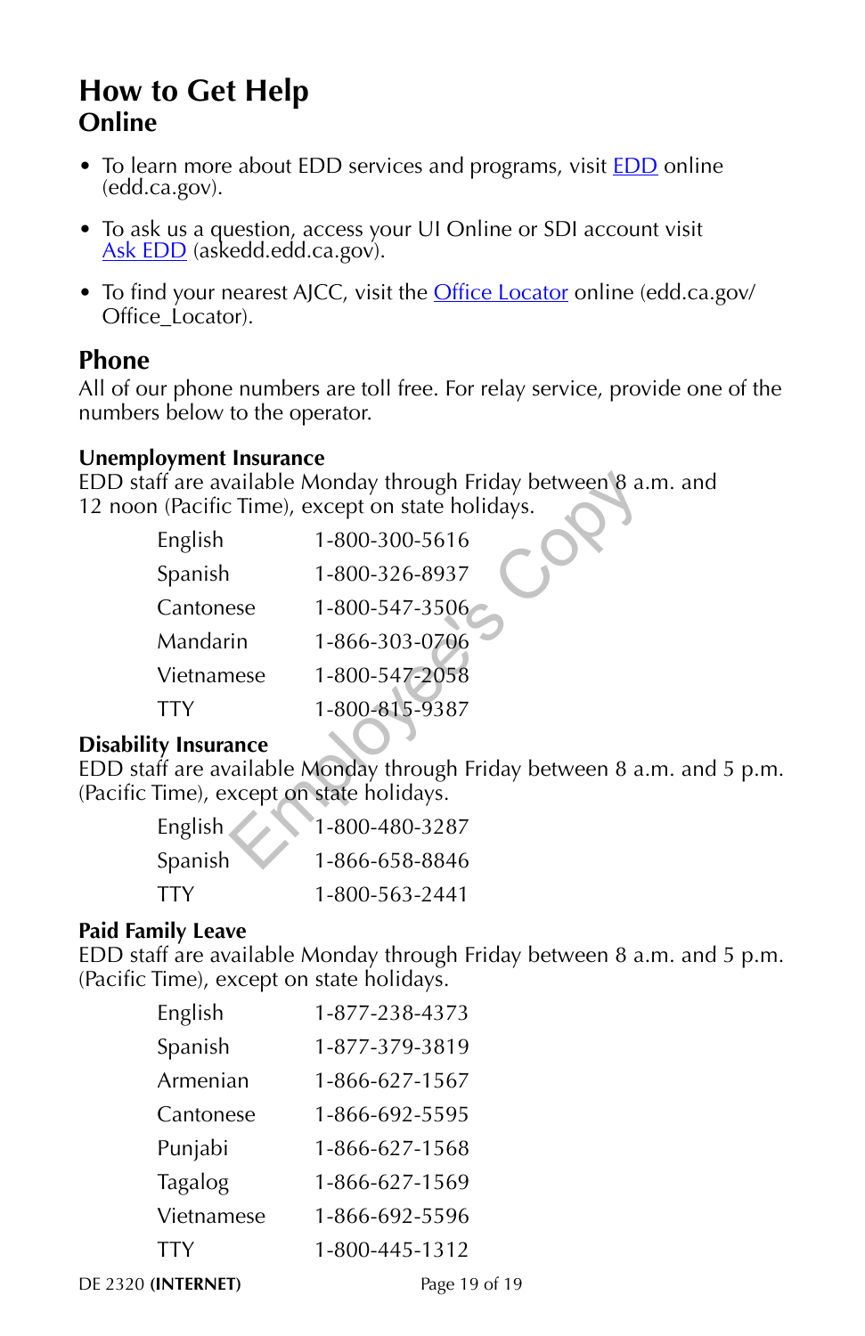# How to Get Help

## Online

- To learn more about EDD services and programs, visit EDD online (edd.ca.gov).
- To ask us a question, access your UI Online or SDI account visit Ask EDD (askedd.edd.ca.gov).
- To find your nearest AJCC, visit the Office Locator online (edd.ca.gov/Office_Locator).

## Phone

All of our phone numbers are toll free. For relay service, provide one of the numbers below to the operator.

### Unemployment Insurance

EDD staff are available Monday through Friday between 8 a.m. and 12 noon (Pacific Time), except on state holidays.

| | |
|---|---|
| English | 1-800-300-5616 |
| Spanish | 1-800-326-8937 |
| Cantonese | 1-800-547-3506 |
| Mandarin | 1-866-303-0706 |
| Vietnamese | 1-800-547-2058 |
| TTY | 1-800-815-9387 |

### Disability Insurance

EDD staff are available Monday through Friday between 8 a.m. and 5 p.m. (Pacific Time), except on state holidays.

| | |
|---|---|
| English | 1-800-480-3287 |
| Spanish | 1-866-658-8846 |
| TTY | 1-800-563-2441 |

### Paid Family Leave

EDD staff are available Monday through Friday between 8 a.m. and 5 p.m. (Pacific Time), except on state holidays.

| | |
|---|---|
| English | 1-877-238-4373 |
| Spanish | 1-877-379-3819 |
| Armenian | 1-866-627-1567 |
| Cantonese | 1-866-692-5595 |
| Punjabi | 1-866-627-1568 |
| Tagalog | 1-866-627-1569 |
| Vietnamese | 1-866-692-5596 |
| TTY | 1-800-445-1312 |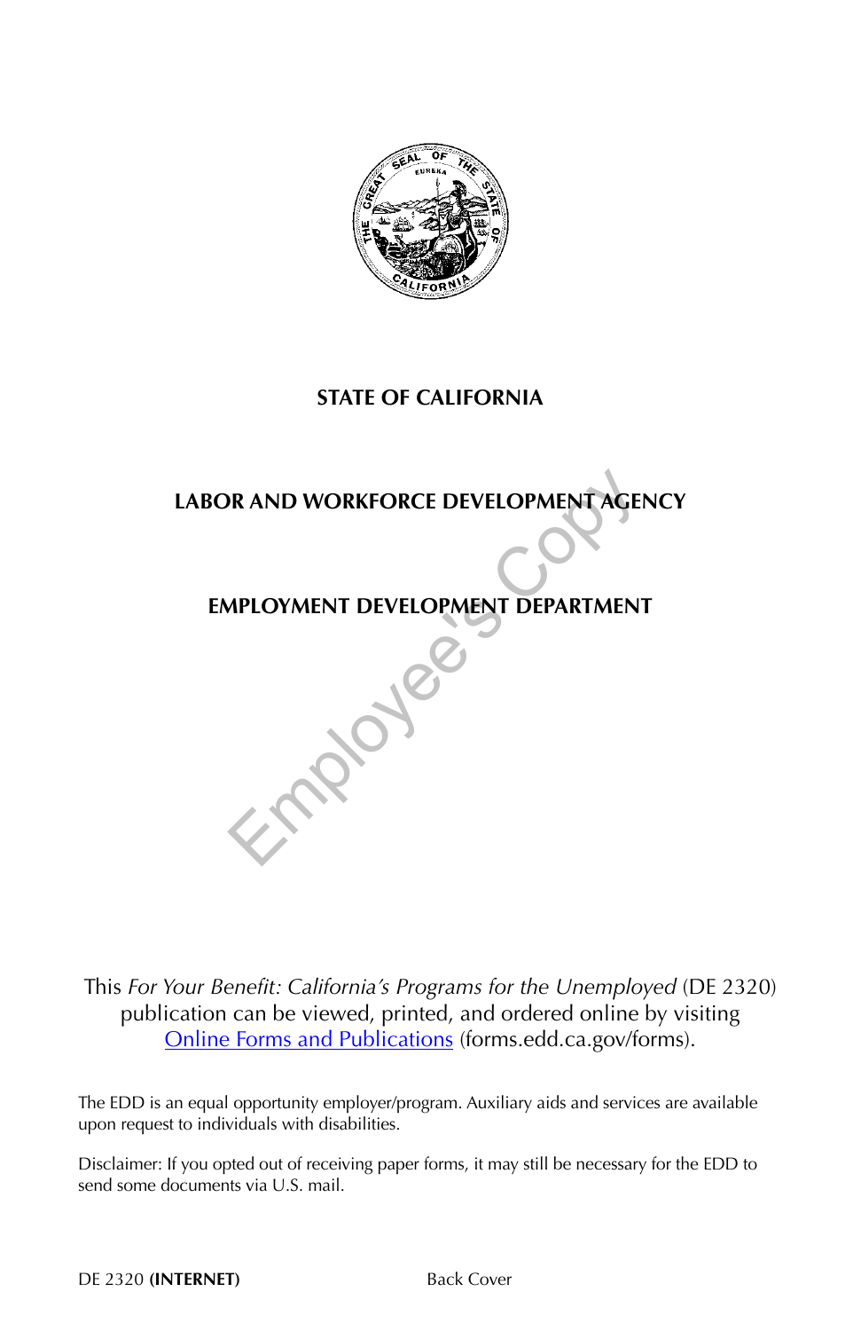**STATE OF CALIFORNIA**

**LABOR AND WORKFORCE DEVELOPMENT AGENCY**

**EMPLOYMENT DEVELOPMENT DEPARTMENT**

Employee's Copy

This *For Your Benefit: California's Programs for the Unemployed* (DE 2320) publication can be viewed, printed, and ordered online by visiting Online Forms and Publications (forms.edd.ca.gov/forms).

The EDD is an equal opportunity employer/program. Auxiliary aids and services are available upon request to individuals with disabilities.

Disclaimer: If you opted out of receiving paper forms, it may still be necessary for the EDD to send some documents via U.S. mail.

DE 2320 **(INTERNET)** Back Cover